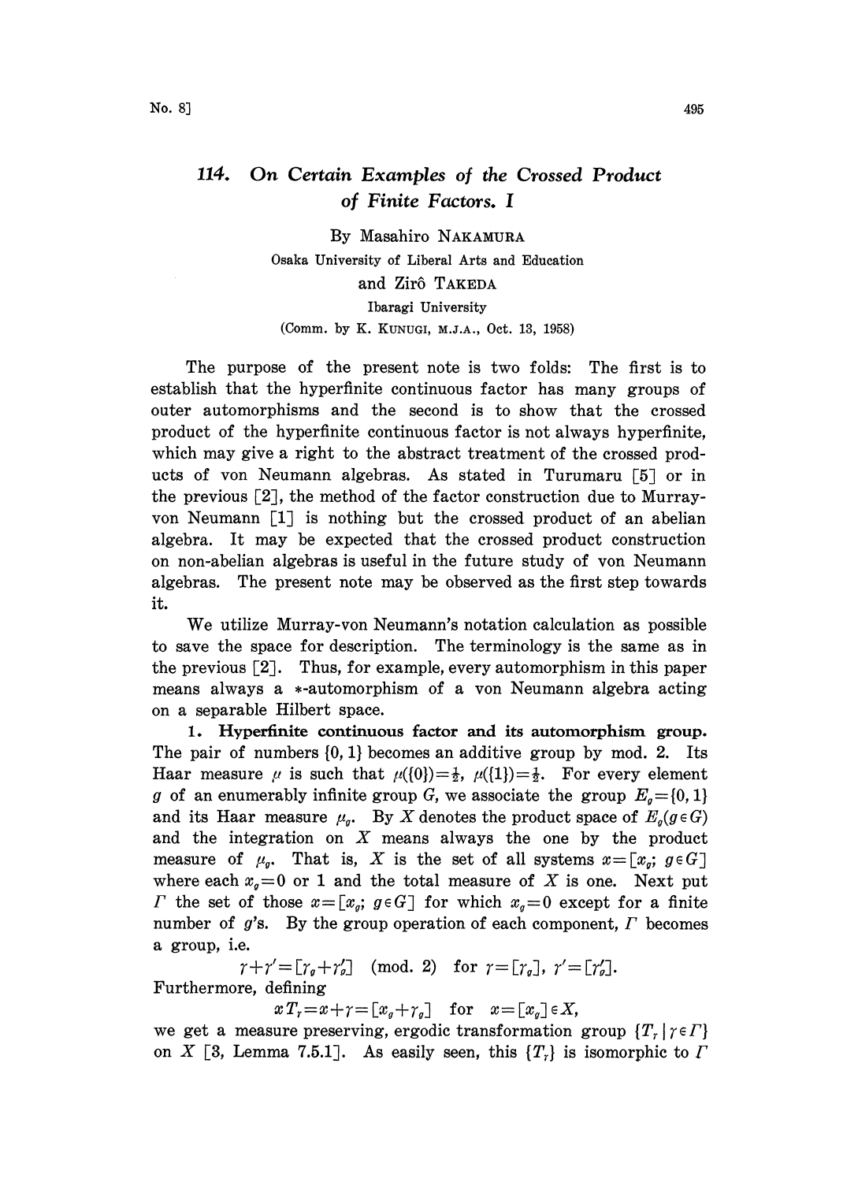# 114. On Certain Examples of the Crossed Product of Finite Factors. I

By Masahiro NAKAMURA

Osaka University of Liberal Arts and Education

and Zirô TAKEDA

Ibaragi University

(Comm. by K. KUNUGI, M.J.A., Oct. 13, 1958)

The purpose of the present note is two folds: The first is to establish that the hyperfinite continuous factor has many groups of outer automorphisms and the second is to show that the crossed product of the hyperfinite continuous factor is not always hyperfinite, which may give a right to the abstract treatment of the crossed products of von Neumann algebras. As stated in Turumaru [5] or in the previous [2], the method of the factor construction due to Murray-von Neumann [1] is nothing but the crossed product of an abelian algebra. It may be expected that the crossed product construction on non-abelian algebras is useful in the future study of von Neumann algebras. The present note may be observed as the first step towards it.

We utilize Murray-von Neumann's notation calculation as possible to save the space for description. The terminology is the same as in the previous [2]. Thus, for example, every automorphism in this paper means always a $*$-automorphism of a von Neumann algebra acting on a separable Hilbert space.

**1. Hyperfinite continuous factor and its automorphism group.** The pair of numbers $\{0, 1\}$ becomes an additive group by mod. 2. Its Haar measure $\mu$ is such that $\mu(\{0\})=\frac{1}{2}$, $\mu(\{1\})=\frac{1}{2}$. For every element $g$ of an enumerably infinite group $G$, we associate the group $E_g=\{0, 1\}$ and its Haar measure $\mu_g$. By $X$ denotes the product space of $E_g (g \in G)$ and the integration on $X$ means always the one by the product measure of $\mu_g$. That is, $X$ is the set of all systems $x=[x_g;\ g \in G]$ where each $x_g=0$ or 1 and the total measure of $X$ is one. Next put $\Gamma$ the set of those $x=[x_g;\ g \in G]$ for which $x_g=0$ except for a finite number of $g$'s. By the group operation of each component, $\Gamma$ becomes a group, i.e.

$$\gamma+\gamma'=[\gamma_g+\gamma'_g] \pmod{2} \quad \text{for} \quad \gamma=[\gamma_g],\ \gamma'=[\gamma'_g].$$

Furthermore, defining

$$xT_\gamma=x+\gamma=[x_g+\gamma_g] \quad \text{for} \quad x=[x_g]\in X,$$

we get a measure preserving, ergodic transformation group $\{T_\gamma \mid \gamma \in \Gamma\}$ on $X$ [3, Lemma 7.5.1]. As easily seen, this $\{T_\gamma\}$ is isomorphic to $\Gamma$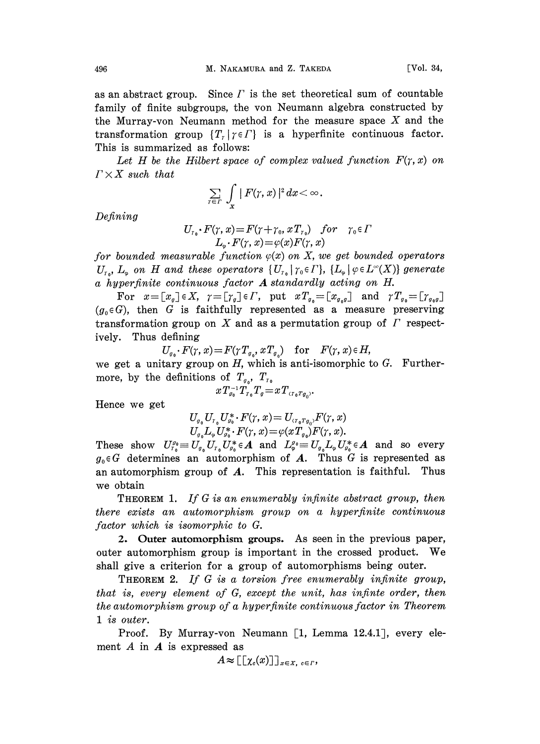as an abstract group. Since $\Gamma$ is the set theoretical sum of countable family of finite subgroups, the von Neumann algebra constructed by the Murray-von Neumann method for the measure space $X$ and the transformation group $\{T_\gamma \mid \gamma \in \Gamma\}$ is a hyperfinite continuous factor. This is summarized as follows:

*Let $H$ be the Hilbert space of complex valued function $F(\gamma, x)$ on $\Gamma \times X$ such that*

$$\sum_{\gamma \in \Gamma} \int_X |F(\gamma, x)|^2 dx < \infty.$$

*Defining*

$$U_{\gamma_0} \cdot F(\gamma, x) = F(\gamma + \gamma_0, xT_{\gamma_0}) \quad for \quad \gamma_0 \in \Gamma$$
$$L_\varphi \cdot F(\gamma, x) = \varphi(x) F(\gamma, x)$$

*for bounded measurable function $\varphi(x)$ on $X$, we get bounded operators $U_{\gamma_0}$, $L_\varphi$ on $H$ and these operators $\{U_{\gamma_0} \mid \gamma_0 \in \Gamma\}$, $\{L_\varphi \mid \varphi \in L^\infty(X)\}$ generate a hyperfinite continuous factor $\boldsymbol{A}$ standardly acting on $H$.*

For $x = [x_g] \in X$, $\gamma = [\gamma_g] \in \Gamma$, put $xT_{g_0} = [x_{g_0 g}]$ and $\gamma T_{g_0} = [\gamma_{g_0 g}]$ $(g_0 \in G)$, then $G$ is faithfully represented as a measure preserving transformation group on $X$ and as a permutation group of $\Gamma$ respectively. Thus defining

$$U_{g_0} \cdot F(\gamma, x) = F(\gamma T_{g_0}, xT_{g_0}) \quad \text{for} \quad F(\gamma, x) \in H,$$

we get a unitary group on $H$, which is anti-isomorphic to $G$. Furthermore, by the definitions of $T_{g_0}$, $T_{\gamma_0}$

$$xT_{g_0}^{-1} T_{\gamma_0} T_g = xT_{(\gamma_0 T_{g_0})}.$$

Hence we get

$$U_{g_0} U_{\gamma_0} U_{g_0}^* \cdot F(\gamma, x) = U_{(\gamma_0 T_{g_0})} F(\gamma, x)$$
$$U_{g_0} L_\varphi U_{g_0}^* \cdot F(\gamma, x) = \varphi(xT_{g_0}) F(\gamma, x).$$

These show $U_{\gamma_0}^{g_0} \equiv U_{g_0} U_{\gamma_0} U_{g_0}^* \in \boldsymbol{A}$ and $L_\varphi^{g_0} \equiv U_{g_0} L_\varphi U_{g_0}^* \in \boldsymbol{A}$ and so every $g_0 \in G$ determines an automorphism of $\boldsymbol{A}$. Thus $G$ is represented as an automorphism group of $\boldsymbol{A}$. This representation is faithful. Thus we obtain

THEOREM 1. *If $G$ is an enumerably infinite abstract group, then there exists an automorphism group on a hyperfinite continuous factor which is isomorphic to $G$.*

**2. Outer automorphism groups.** As seen in the previous paper, outer automorphism group is important in the crossed product. We shall give a criterion for a group of automorphisms being outer.

THEOREM 2. *If $G$ is a torsion free enumerably infinite group, that is, every element of $G$, except the unit, has infinte order, then the automorphism group of a hyperfinite continuous factor in Theorem 1 is outer.*

Proof. By Murray-von Neumann [1, Lemma 12.4.1], every element $A$ in $\boldsymbol{A}$ is expressed as

$$A \approx [[\chi_c(x)]]_{x \in X,\, c \in \Gamma},$$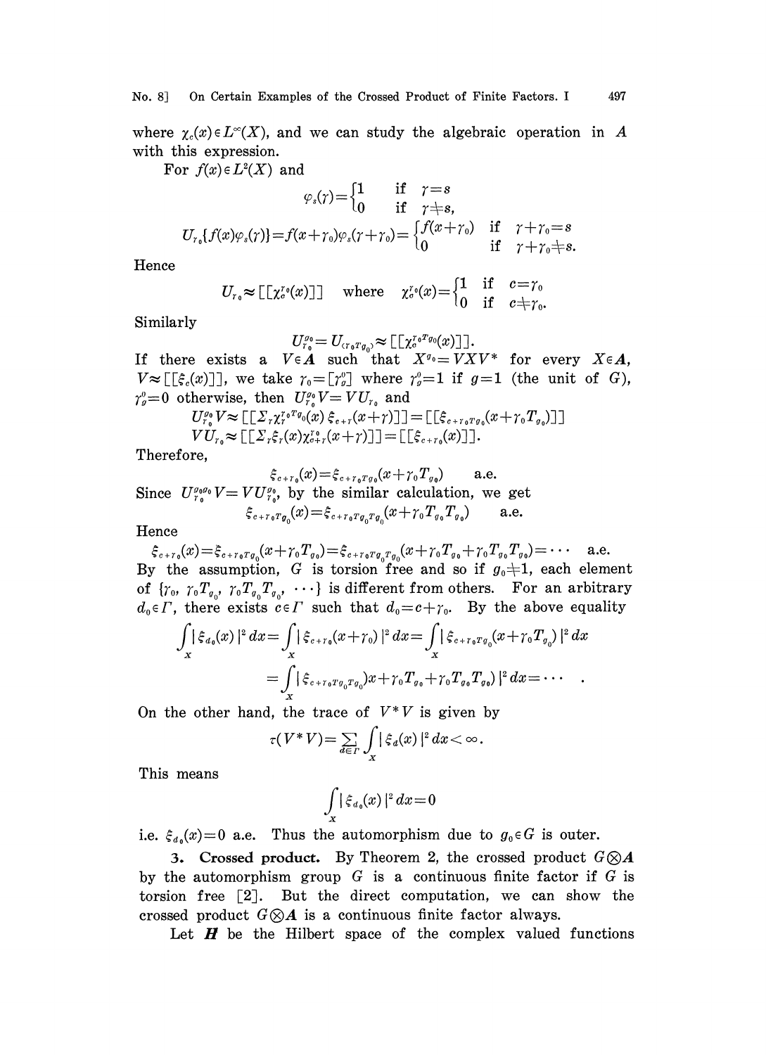where $\chi_c(x) \in L^\infty(X)$, and we can study the algebraic operation in $A$ with this expression.

For $f(x) \in L^2(X)$ and

$$\varphi_s(\gamma) = \begin{cases} 1 & \text{if} \quad \gamma = s \\ 0 & \text{if} \quad \gamma \neq s, \end{cases}$$

$$U_{\gamma_0}\{f(x)\varphi_s(\gamma)\} = f(x+\gamma_0)\varphi_s(\gamma+\gamma_0) = \begin{cases} f(x+\gamma_0) & \text{if} \quad \gamma+\gamma_0 = s \\ 0 & \text{if} \quad \gamma+\gamma_0 \neq s. \end{cases}$$

Hence

$$U_{\gamma_0} \approx [[\chi_c^{\gamma_0}(x)]] \quad \text{where} \quad \chi_c^{\gamma_0}(x) = \begin{cases} 1 & \text{if} \quad c = \gamma_0 \\ 0 & \text{if} \quad c \neq \gamma_0. \end{cases}$$

Similarly

$$U_{\gamma_0}^{g_0} = U_{(\gamma_0 T_{g_0})} \approx [[\chi_c^{\gamma_0 T_{g_0}}(x)]].$$

If there exists a $V \in \boldsymbol{A}$ such that $X^{g_0} = VXV^*$ for every $X \in \boldsymbol{A}$, $V \approx [[\xi_c(x)]]$, we take $\gamma_0 = [\gamma_g^0]$ where $\gamma_g^0 = 1$ if $g = 1$ (the unit of $G$), $\gamma_g^0 = 0$ otherwise, then $U_{\gamma_0}^{g_0} V = VU_{\gamma_0}$ and

$$U_{\gamma_0}^{g_0} V \approx [[\Sigma_\gamma \chi_\gamma^{\gamma_0 T_{g_0}}(x)\, \xi_{c+\gamma}(x+\gamma)]] = [[\xi_{c+\gamma_0 T_{g_0}}(x+\gamma_0 T_{g_0})]]$$

$$VU_{\gamma_0} \approx [[\Sigma_\gamma \xi_\gamma(x)\chi_{c+\gamma}^{\gamma_0}(x+\gamma)]] = [[\xi_{c+\gamma_0}(x)]].$$

Therefore,

$$\xi_{c+\gamma_0}(x) = \xi_{c+\gamma_0 T_{g_0}}(x+\gamma_0 T_{g_0}) \qquad \text{a.e.}$$

Since $U_{\gamma_0}^{g_0 g_0} V = VU_{\gamma_0}^{g_0}$, by the similar calculation, we get

$$\xi_{c+\gamma_0 T_{g_0}}(x) = \xi_{c+\gamma_0 T_{g_0} T_{g_0}}(x+\gamma_0 T_{g_0} T_{g_0}) \qquad \text{a.e.}$$

Hence

$$\xi_{c+\gamma_0}(x) = \xi_{c+\gamma_0 T_{g_0}}(x+\gamma_0 T_{g_0}) = \xi_{c+\gamma_0 T_{g_0} T_{g_0}}(x+\gamma_0 T_{g_0}+\gamma_0 T_{g_0} T_{g_0}) = \cdots \quad \text{a.e.}$$

By the assumption, $G$ is torsion free and so if $g_0 \neq 1$, each element of $\{\gamma_0, \gamma_0 T_{g_0}, \gamma_0 T_{g_0} T_{g_0}, \cdots\}$ is different from others. For an arbitrary $d_0 \in \Gamma$, there exists $c \in \Gamma$ such that $d_0 = c + \gamma_0$. By the above equality

$$\int_X |\xi_{d_0}(x)|^2 dx = \int_X |\xi_{c+\gamma_0}(x+\gamma_0)|^2 dx = \int_X |\xi_{c+\gamma_0 T_{g_0}}(x+\gamma_0 T_{g_0})|^2 dx$$

$$= \int_X |\xi_{c+\gamma_0 T_{g_0} T_{g_0}})x+\gamma_0 T_{g_0}+\gamma_0 T_{g_0} T_{g_0})|^2 dx = \cdots \quad .$$

On the other hand, the trace of $V^*V$ is given by

$$\tau(V^*V) = \sum_{d \in \Gamma} \int_X |\xi_d(x)|^2 dx < \infty.$$

This means

$$\int_X |\xi_{d_0}(x)|^2 dx = 0$$

i.e. $\xi_{d_0}(x) = 0$ a.e. Thus the automorphism due to $g_0 \in G$ is outer.

**3. Crossed product.** By Theorem 2, the crossed product $G \otimes \boldsymbol{A}$ by the automorphism group $G$ is a continuous finite factor if $G$ is torsion free [2]. But the direct computation, we can show the crossed product $G \otimes \boldsymbol{A}$ is a continuous finite factor always.

Let $\boldsymbol{H}$ be the Hilbert space of the complex valued functions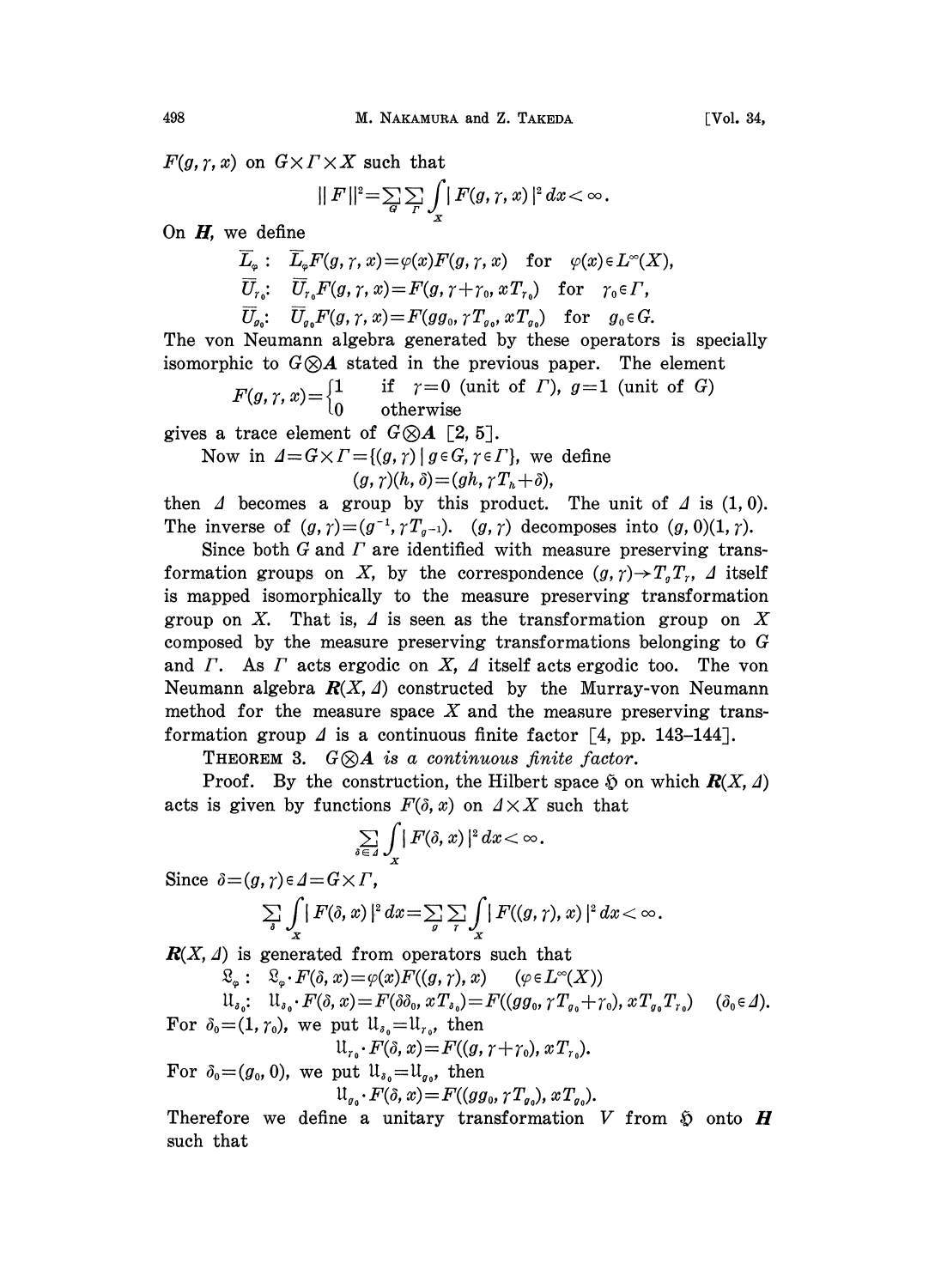$F(g, \gamma, x)$ on $G \times \Gamma \times X$ such that

$$\| F \|^2 = \sum_G \sum_\Gamma \int_X | F(g, \gamma, x) |^2 \, dx < \infty.$$

On $\boldsymbol{H}$, we define

$$\overline{L}_\varphi: \quad \overline{L}_\varphi F(g, \gamma, x) = \varphi(x) F(g, \gamma, x) \quad \text{for} \quad \varphi(x) \in L^\infty(X),$$

$$\overline{U}_{\gamma_0}: \quad \overline{U}_{\gamma_0} F(g, \gamma, x) = F(g, \gamma + \gamma_0, x T_{\gamma_0}) \quad \text{for} \quad \gamma_0 \in \Gamma,$$

$$\overline{U}_{g_0}: \quad \overline{U}_{g_0} F(g, \gamma, x) = F(g g_0, \gamma T_{g_0}, x T_{g_0}) \quad \text{for} \quad g_0 \in G.$$

The von Neumann algebra generated by these operators is specially isomorphic to $G \otimes \boldsymbol{A}$ stated in the previous paper. The element

$$F(g, \gamma, x) = \begin{cases} 1 & \text{if } \gamma = 0 \text{ (unit of } \Gamma\text{)}, \ g = 1 \text{ (unit of } G\text{)} \\ 0 & \text{otherwise} \end{cases}$$

gives a trace element of $G \otimes \boldsymbol{A}$ [2, 5].

Now in $\Delta = G \times \Gamma = \{(g, \gamma) \mid g \in G, \gamma \in \Gamma\}$, we define

$$(g, \gamma)(h, \delta) = (gh, \gamma T_h + \delta),$$

then $\Delta$ becomes a group by this product. The unit of $\Delta$ is $(1, 0)$. The inverse of $(g, \gamma) = (g^{-1}, \gamma T_{g^{-1}})$. $(g, \gamma)$ decomposes into $(g, 0)(1, \gamma)$.

Since both $G$ and $\Gamma$ are identified with measure preserving transformation groups on $X$, by the correspondence $(g, \gamma) \to T_g T_\gamma$, $\Delta$ itself is mapped isomorphically to the measure preserving transformation group on $X$. That is, $\Delta$ is seen as the transformation group on $X$ composed by the measure preserving transformations belonging to $G$ and $\Gamma$. As $\Gamma$ acts ergodic on $X$, $\Delta$ itself acts ergodic too. The von Neumann algebra $\boldsymbol{R}(X, \Delta)$ constructed by the Murray-von Neumann method for the measure space $X$ and the measure preserving transformation group $\Delta$ is a continuous finite factor [4, pp. 143–144].

THEOREM 3. *$G \otimes \boldsymbol{A}$ is a continuous finite factor.*

Proof. By the construction, the Hilbert space $\mathfrak{H}$ on which $\boldsymbol{R}(X, \Delta)$ acts is given by functions $F(\delta, x)$ on $\Delta \times X$ such that

$$\sum_{\delta \in \Delta} \int_X | F(\delta, x) |^2 \, dx < \infty.$$

Since $\delta = (g, \gamma) \in \Delta = G \times \Gamma$,

$$\sum_\delta \int_X | F(\delta, x) |^2 \, dx = \sum_g \sum_\gamma \int_X | F((g, \gamma), x) |^2 \, dx < \infty.$$

$\boldsymbol{R}(X, \Delta)$ is generated from operators such that

$$\mathfrak{L}_\varphi: \quad \mathfrak{L}_\varphi \cdot F(\delta, x) = \varphi(x) F((g, \gamma), x) \qquad (\varphi \in L^\infty(X))$$

$$\mathfrak{U}_{\delta_0}: \quad \mathfrak{U}_{\delta_0} \cdot F(\delta, x) = F(\delta \delta_0, x T_{\delta_0}) = F((g g_0, \gamma T_{g_0} + \gamma_0), x T_{g_0} T_{\gamma_0}) \qquad (\delta_0 \in \Delta).$$

For $\delta_0 = (1, \gamma_0)$, we put $\mathfrak{U}_{\delta_0} = \mathfrak{U}_{\gamma_0}$, then

$$\mathfrak{U}_{\gamma_0} \cdot F(\delta, x) = F((g, \gamma + \gamma_0), x T_{\gamma_0}).$$

For $\delta_0 = (g_0, 0)$, we put $\mathfrak{U}_{\delta_0} = \mathfrak{U}_{g_0}$, then

$$\mathfrak{U}_{g_0} \cdot F(\delta, x) = F((g g_0, \gamma T_{g_0}), x T_{g_0}).$$

Therefore we define a unitary transformation $V$ from $\mathfrak{H}$ onto $\boldsymbol{H}$ such that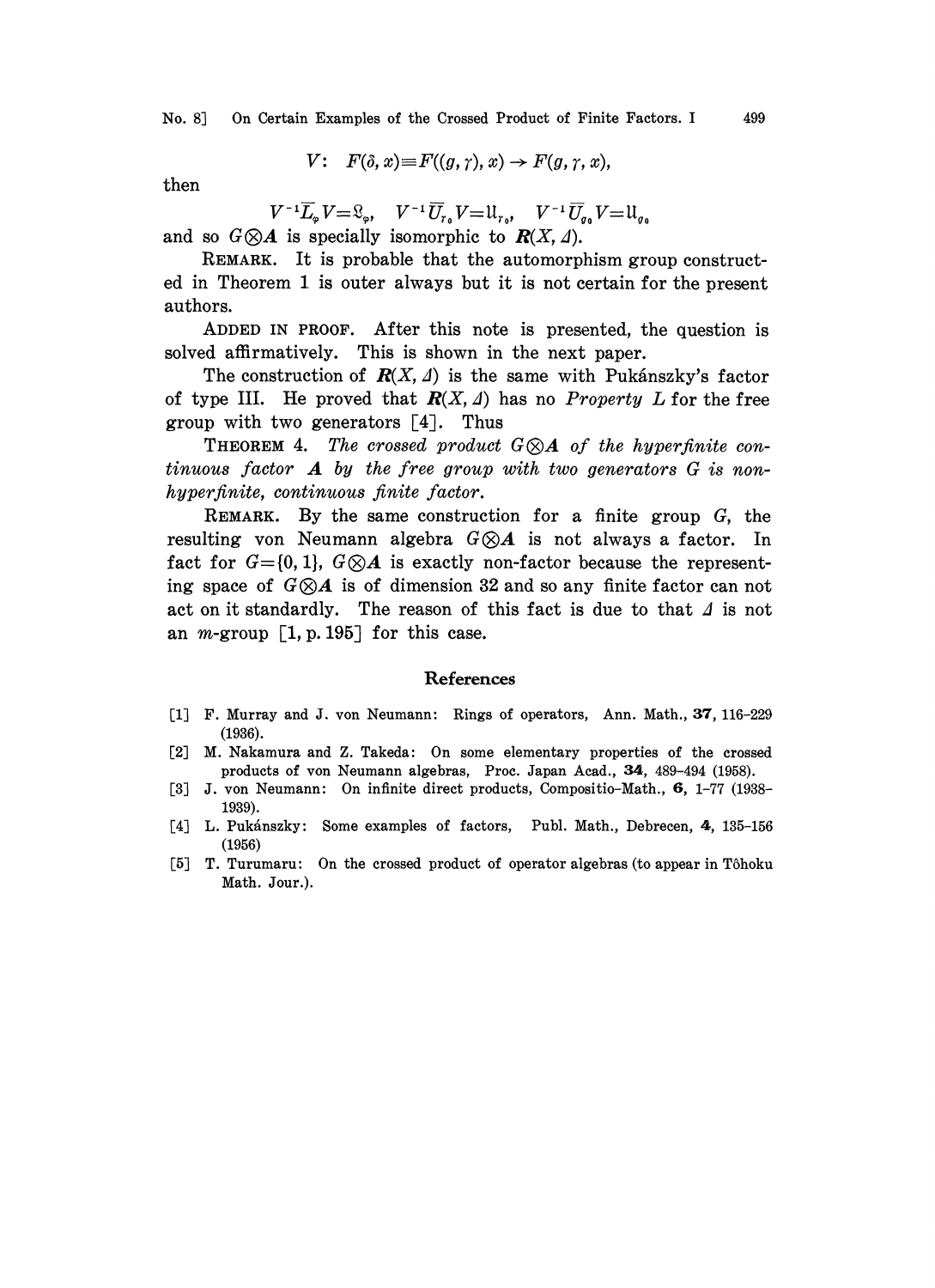$$V:\quad F(\delta, x)\equiv F((g,\gamma), x) \rightarrow F(g,\gamma, x),$$

then

$$V^{-1}\overline{L}_{\varphi}V=\mathfrak{L}_{\varphi},\quad V^{-1}\overline{U}_{\gamma_0}V=\mathfrak{U}_{\gamma_0},\quad V^{-1}\overline{U}_{g_0}V=\mathfrak{U}_{g_0}$$

and so $G\otimes \boldsymbol{A}$ is specially isomorphic to $\boldsymbol{R}(X, \Delta)$.

REMARK. It is probable that the automorphism group constructed in Theorem 1 is outer always but it is not certain for the present authors.

ADDED IN PROOF. After this note is presented, the question is solved affirmatively. This is shown in the next paper.

The construction of $\boldsymbol{R}(X, \Delta)$ is the same with Pukánszky's factor of type III. He proved that $\boldsymbol{R}(X, \Delta)$ has no *Property L* for the free group with two generators [4]. Thus

THEOREM 4. *The crossed product $G\otimes \boldsymbol{A}$ of the hyperfinite continuous factor $\boldsymbol{A}$ by the free group with two generators $G$ is non-hyperfinite, continuous finite factor.*

REMARK. By the same construction for a finite group $G$, the resulting von Neumann algebra $G\otimes \boldsymbol{A}$ is not always a factor. In fact for $G=\{0, 1\}$, $G\otimes \boldsymbol{A}$ is exactly non-factor because the representing space of $G\otimes \boldsymbol{A}$ is of dimension 32 and so any finite factor can not act on it standardly. The reason of this fact is due to that $\Delta$ is not an $m$-group [1, p. 195] for this case.

## References

[1] F. Murray and J. von Neumann: Rings of operators, Ann. Math., **37**, 116–229 (1936).

[2] M. Nakamura and Z. Takeda: On some elementary properties of the crossed products of von Neumann algebras, Proc. Japan Acad., **34**, 489–494 (1958).

[3] J. von Neumann: On infinite direct products, Compositio-Math., **6**, 1–77 (1938–1939).

[4] L. Pukánszky: Some examples of factors, Publ. Math., Debrecen, **4**, 135–156 (1956)

[5] T. Turumaru: On the crossed product of operator algebras (to appear in Tôhoku Math. Jour.).